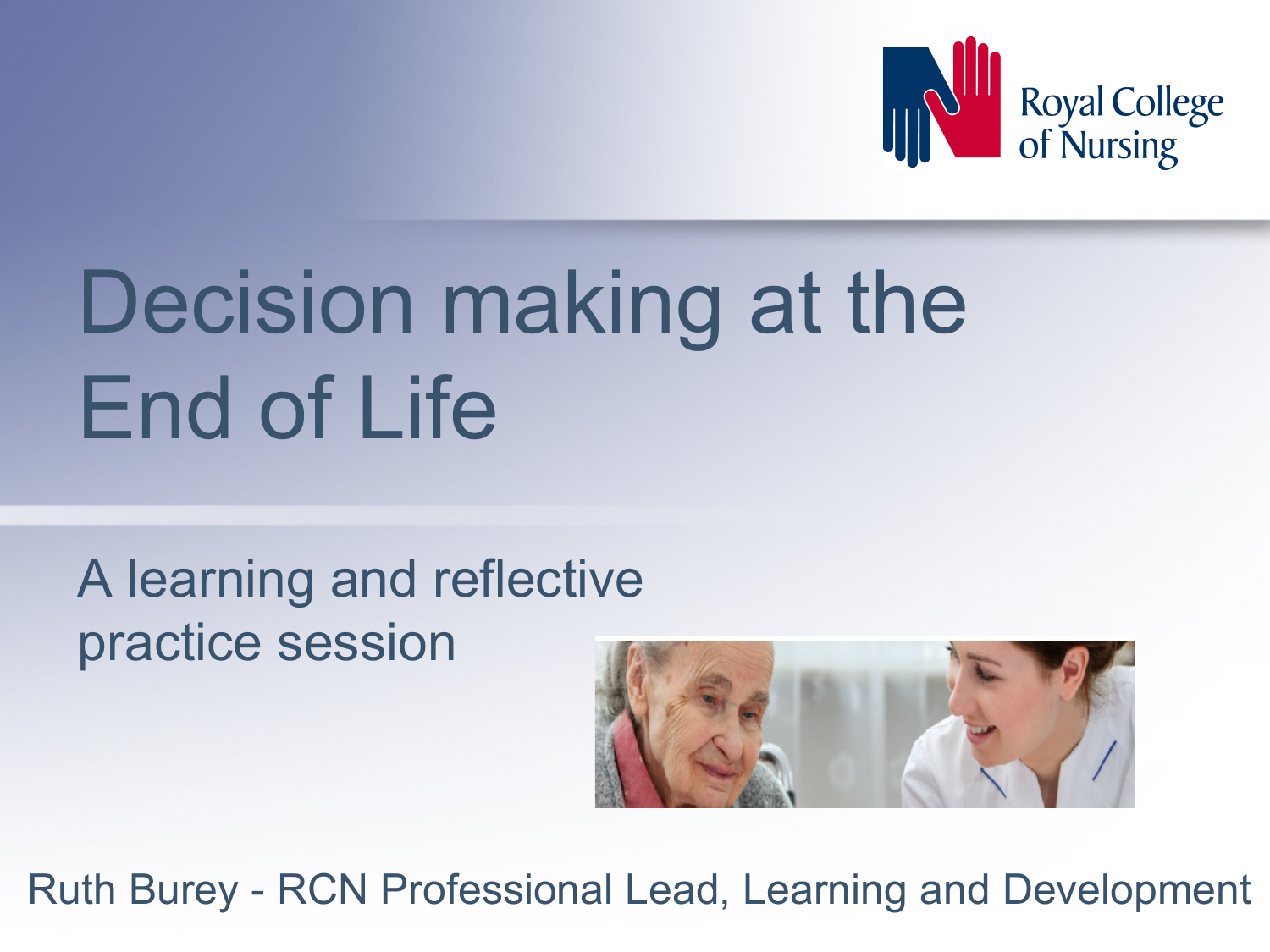Royal College of Nursing

# Decision making at the End of Life

A learning and reflective practice session

Ruth Burey - RCN Professional Lead, Learning and Development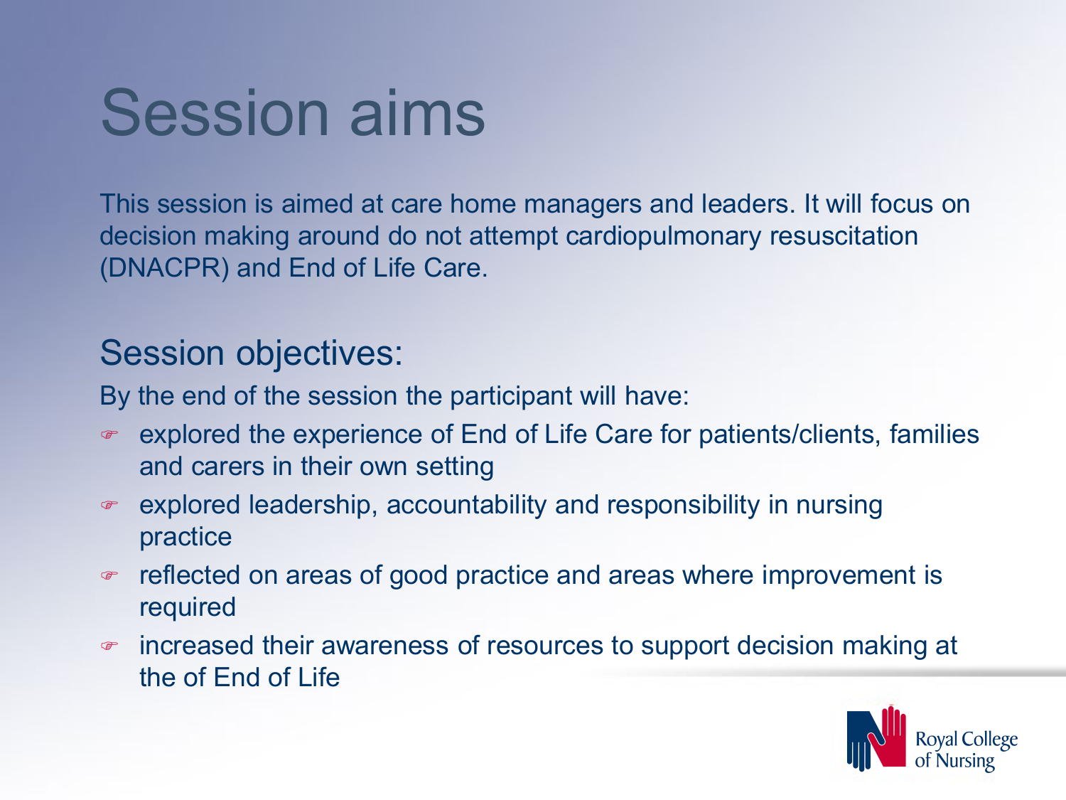# Session aims

This session is aimed at care home managers and leaders. It will focus on decision making around do not attempt cardiopulmonary resuscitation (DNACPR) and End of Life Care.

## Session objectives:

By the end of the session the participant will have:

- explored the experience of End of Life Care for patients/clients, families and carers in their own setting
- explored leadership, accountability and responsibility in nursing practice
- reflected on areas of good practice and areas where improvement is required
- increased their awareness of resources to support decision making at the of End of Life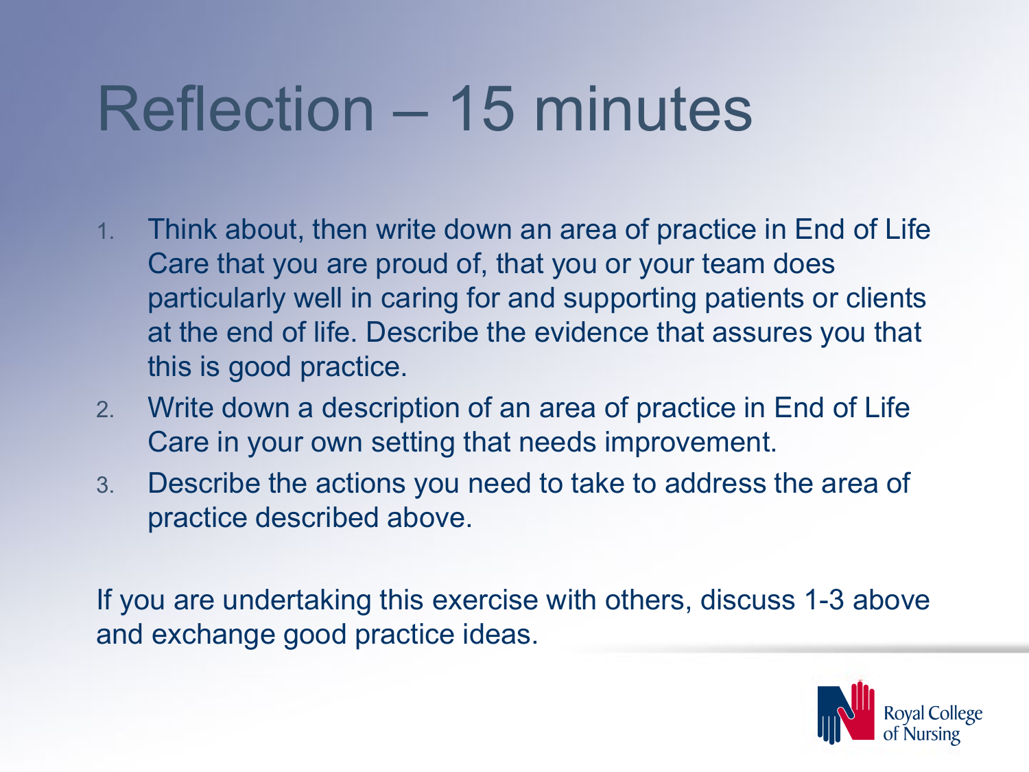# Reflection – 15 minutes

1. Think about, then write down an area of practice in End of Life Care that you are proud of, that you or your team does particularly well in caring for and supporting patients or clients at the end of life. Describe the evidence that assures you that this is good practice.
2. Write down a description of an area of practice in End of Life Care in your own setting that needs improvement.
3. Describe the actions you need to take to address the area of practice described above.

If you are undertaking this exercise with others, discuss 1-3 above and exchange good practice ideas.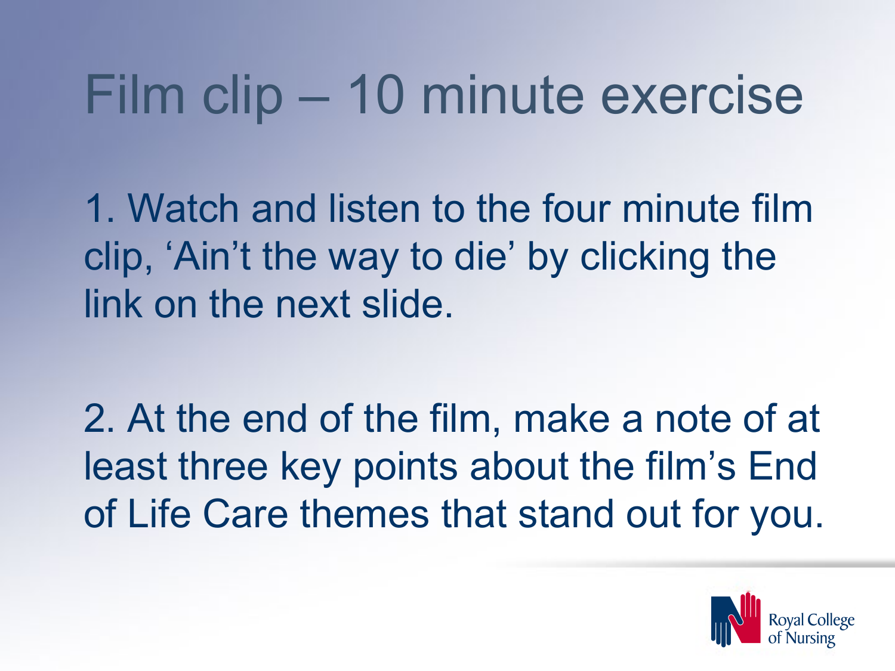# Film clip – 10 minute exercise

1. Watch and listen to the four minute film clip, 'Ain't the way to die' by clicking the link on the next slide.

2. At the end of the film, make a note of at least three key points about the film's End of Life Care themes that stand out for you.

Royal College of Nursing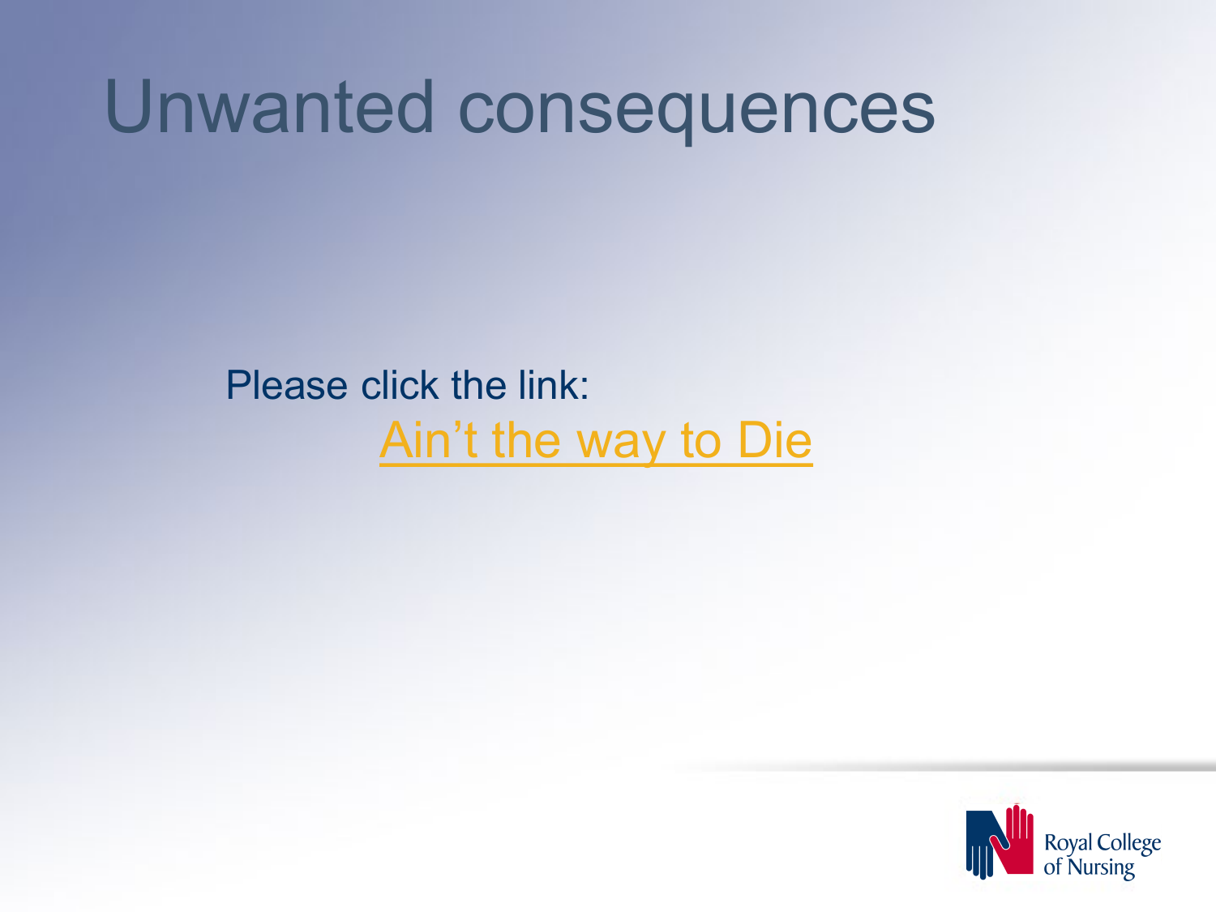# Unwanted consequences

Please click the link:

Ain't the way to Die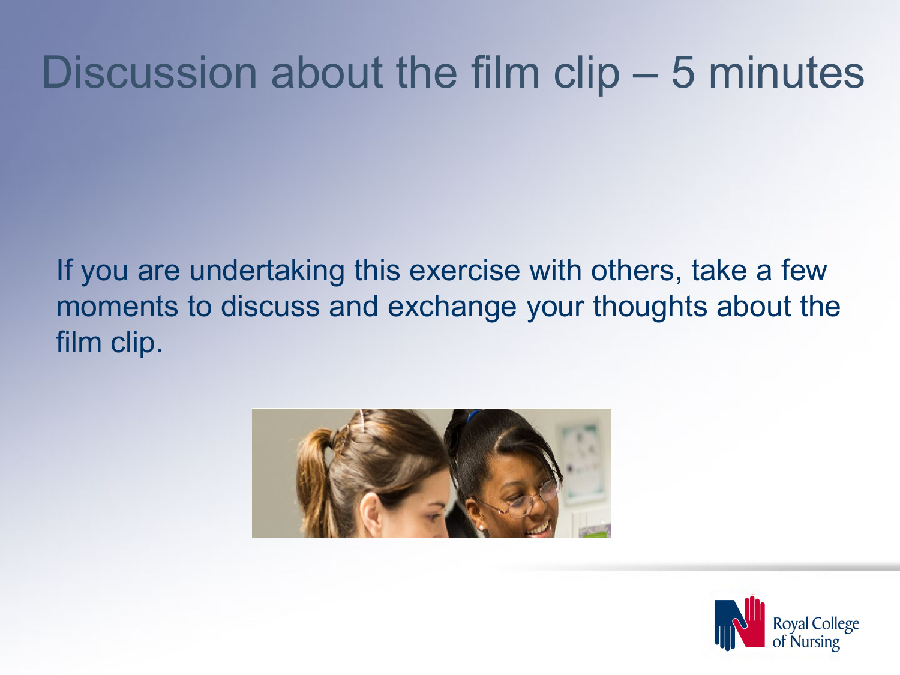# Discussion about the film clip – 5 minutes

If you are undertaking this exercise with others, take a few moments to discuss and exchange your thoughts about the film clip.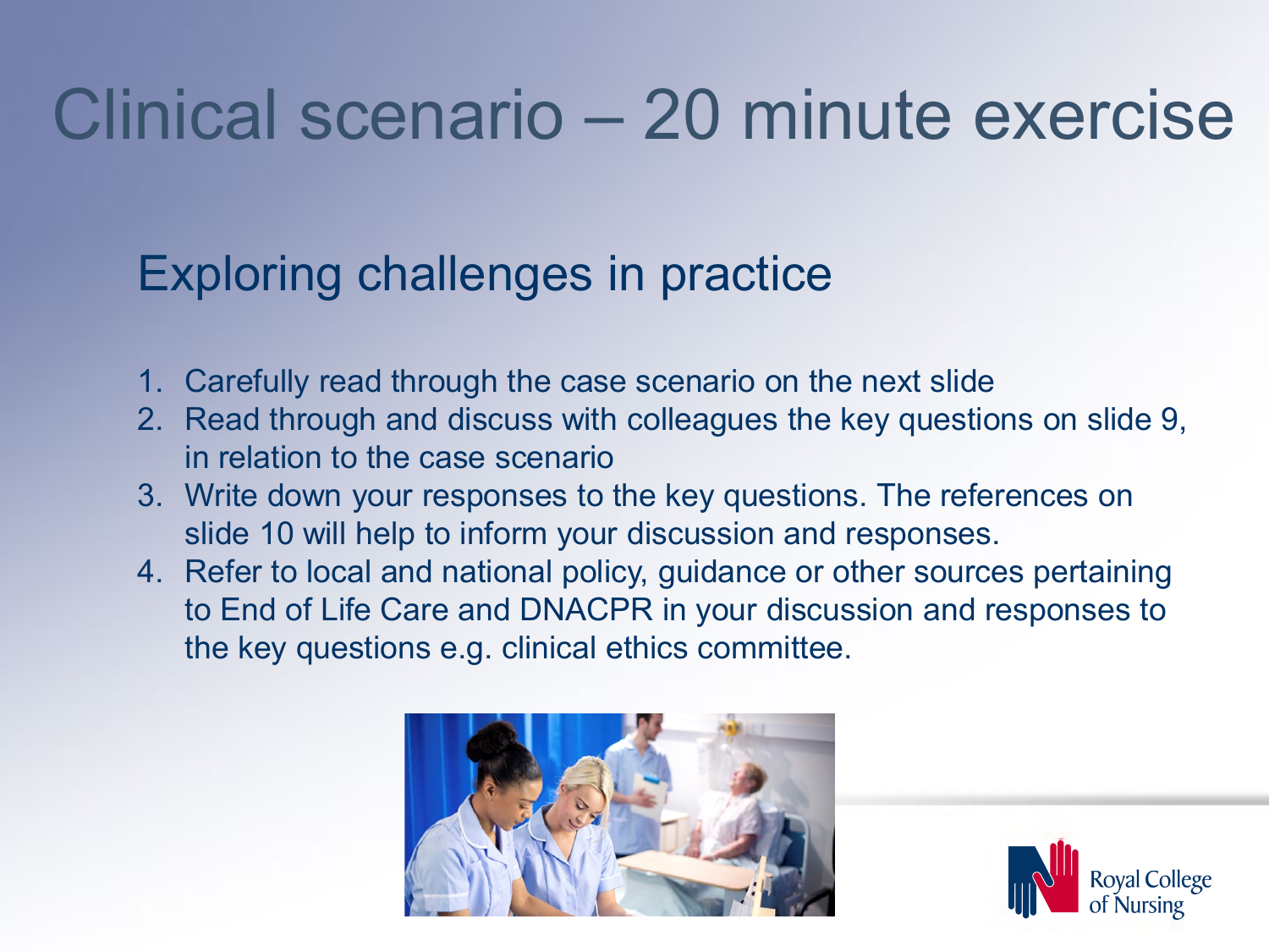# Clinical scenario – 20 minute exercise

## Exploring challenges in practice

1. Carefully read through the case scenario on the next slide
2. Read through and discuss with colleagues the key questions on slide 9, in relation to the case scenario
3. Write down your responses to the key questions. The references on slide 10 will help to inform your discussion and responses.
4. Refer to local and national policy, guidance or other sources pertaining to End of Life Care and DNACPR in your discussion and responses to the key questions e.g. clinical ethics committee.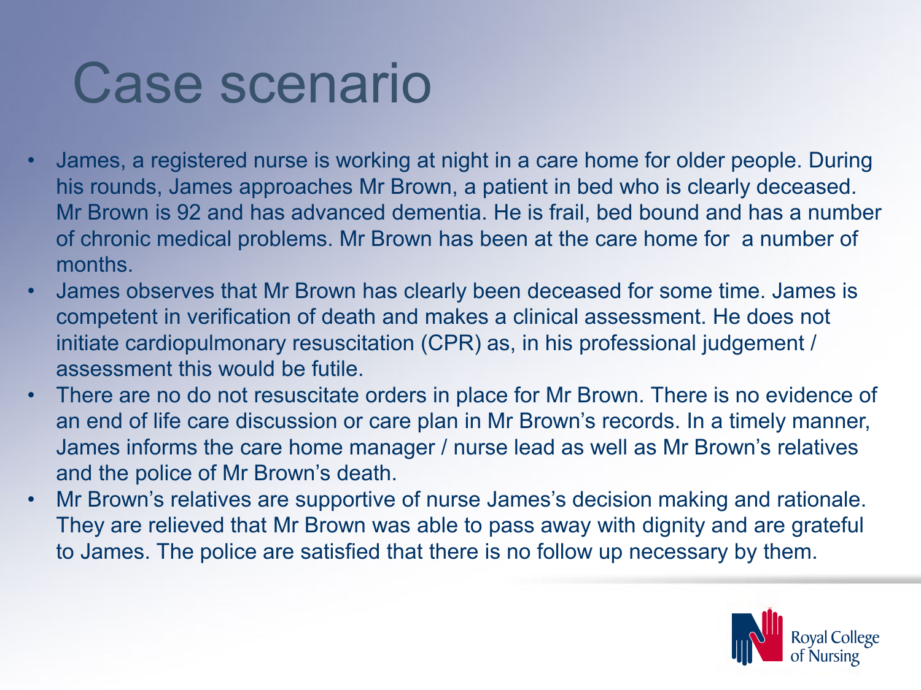# Case scenario

- James, a registered nurse is working at night in a care home for older people. During his rounds, James approaches Mr Brown, a patient in bed who is clearly deceased. Mr Brown is 92 and has advanced dementia. He is frail, bed bound and has a number of chronic medical problems. Mr Brown has been at the care home for a number of months.
- James observes that Mr Brown has clearly been deceased for some time. James is competent in verification of death and makes a clinical assessment. He does not initiate cardiopulmonary resuscitation (CPR) as, in his professional judgement / assessment this would be futile.
- There are no do not resuscitate orders in place for Mr Brown. There is no evidence of an end of life care discussion or care plan in Mr Brown's records. In a timely manner, James informs the care home manager / nurse lead as well as Mr Brown's relatives and the police of Mr Brown's death.
- Mr Brown's relatives are supportive of nurse James's decision making and rationale. They are relieved that Mr Brown was able to pass away with dignity and are grateful to James. The police are satisfied that there is no follow up necessary by them.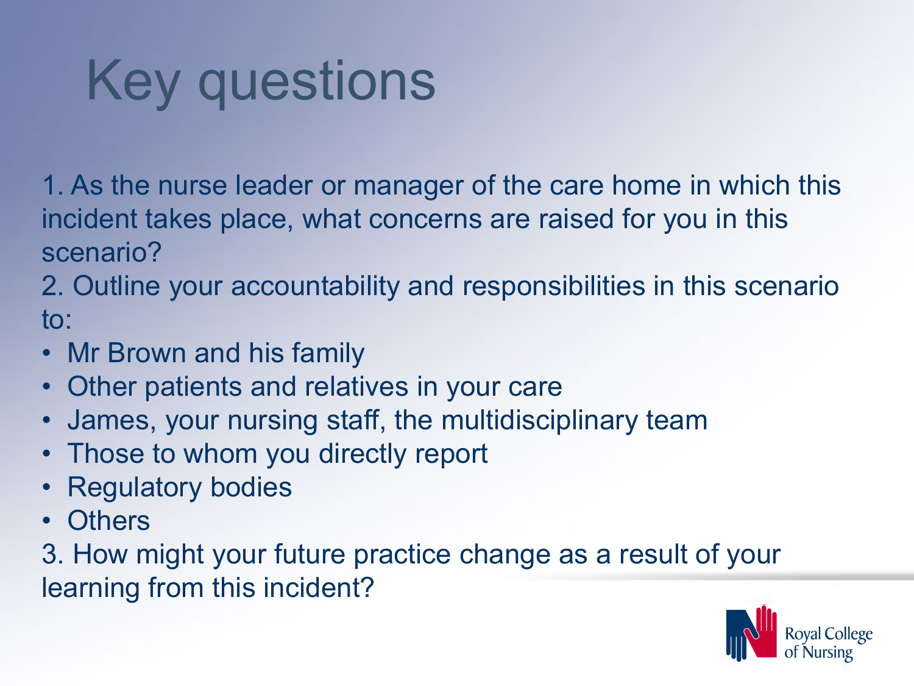# Key questions

1. As the nurse leader or manager of the care home in which this incident takes place, what concerns are raised for you in this scenario?

2. Outline your accountability and responsibilities in this scenario to:

- Mr Brown and his family
- Other patients and relatives in your care
- James, your nursing staff, the multidisciplinary team
- Those to whom you directly report
- Regulatory bodies
- Others

3. How might your future practice change as a result of your learning from this incident?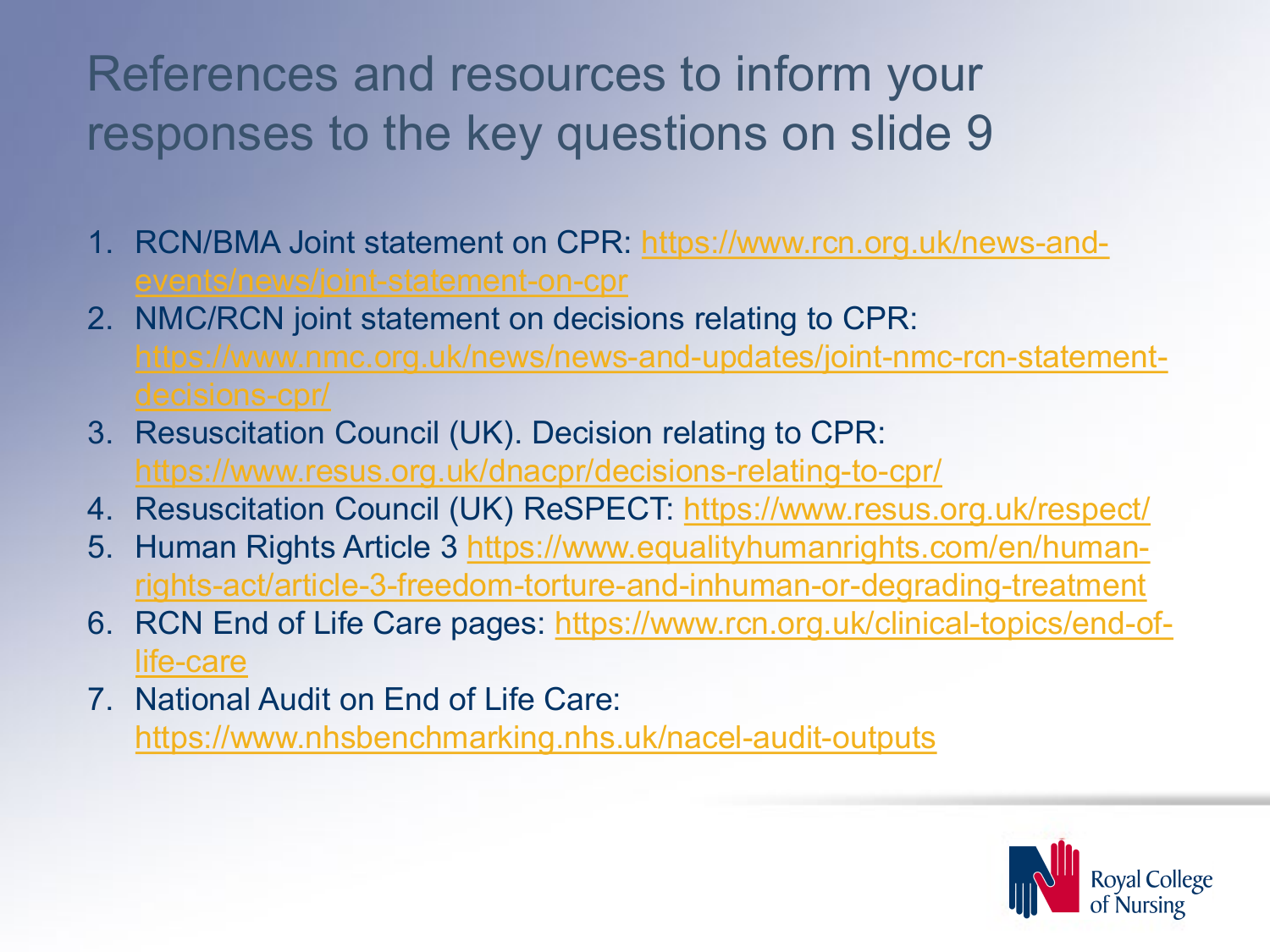# References and resources to inform your responses to the key questions on slide 9

1. RCN/BMA Joint statement on CPR: https://www.rcn.org.uk/news-and-events/news/joint-statement-on-cpr
2. NMC/RCN joint statement on decisions relating to CPR: https://www.nmc.org.uk/news/news-and-updates/joint-nmc-rcn-statement-decisions-cpr/
3. Resuscitation Council (UK). Decision relating to CPR: https://www.resus.org.uk/dnacpr/decisions-relating-to-cpr/
4. Resuscitation Council (UK) ReSPECT: https://www.resus.org.uk/respect/
5. Human Rights Article 3 https://www.equalityhumanrights.com/en/human-rights-act/article-3-freedom-torture-and-inhuman-or-degrading-treatment
6. RCN End of Life Care pages: https://www.rcn.org.uk/clinical-topics/end-of-life-care
7. National Audit on End of Life Care: https://www.nhsbenchmarking.nhs.uk/nacel-audit-outputs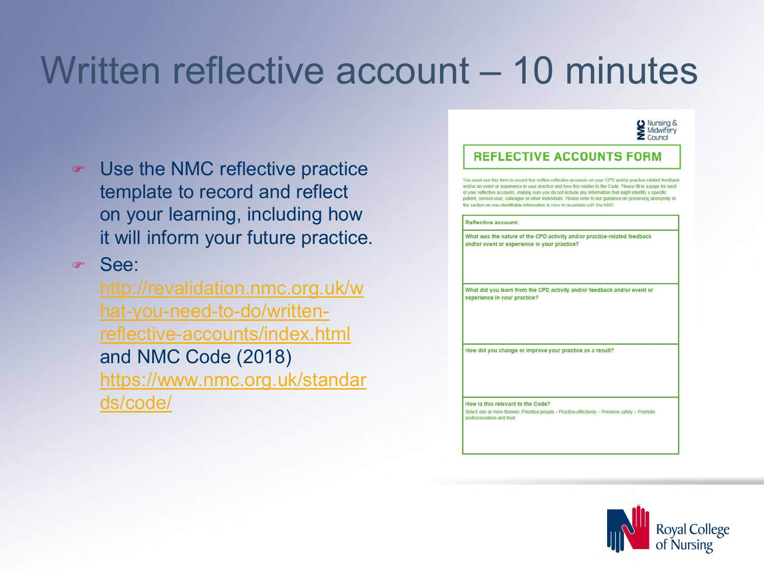# Written reflective account – 10 minutes

- Use the NMC reflective practice template to record and reflect on your learning, including how it will inform your future practice.
- See: http://revalidation.nmc.org.uk/what-you-need-to-do/written-reflective-accounts/index.html and NMC Code (2018) https://www.nmc.org.uk/standards/code/

Nursing & Midwifery Council

## REFLECTIVE ACCOUNTS FORM

You must use this form to record five written reflective accounts on your CPD and/or practice-related feedback and/or an event or experience in your practice and how this relates to the Code. Please fill in a page for each of your reflective accounts, making sure you do not include any information that might identify a specific patient, service user, colleague or other individuals. Please refer to our guidance on preserving anonymity in the section on non-identifiable information in *How to revalidate with the NMC*.

| Reflective account: |
| --- |
| What was the nature of the CPD activity and/or practice-related feedback and/or event or experience in your practice? |
| What did you learn from the CPD activity and/or feedback and/or event or experience in your practice? |
| How did you change or improve your practice as a result? |
| How is this relevant to the Code? Select one or more themes: Prioritise people – Practise effectively – Preserve safety – Promote professionalism and trust |

Royal College of Nursing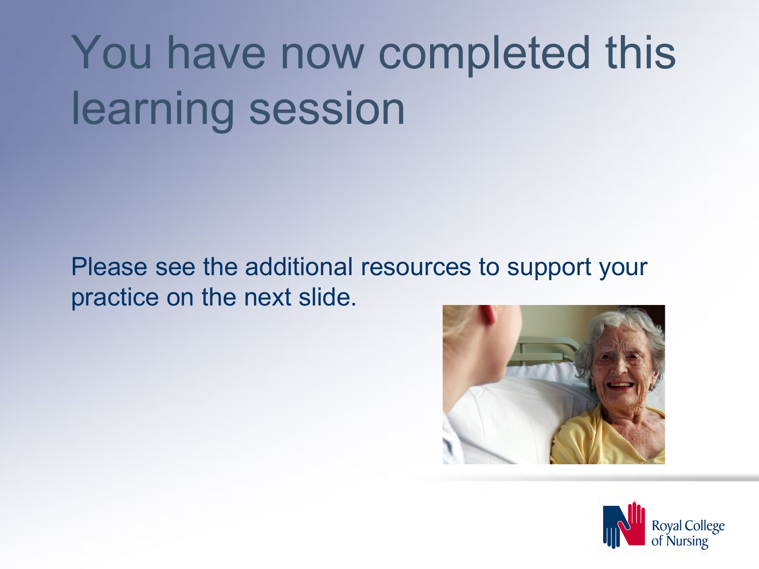# You have now completed this learning session

Please see the additional resources to support your practice on the next slide.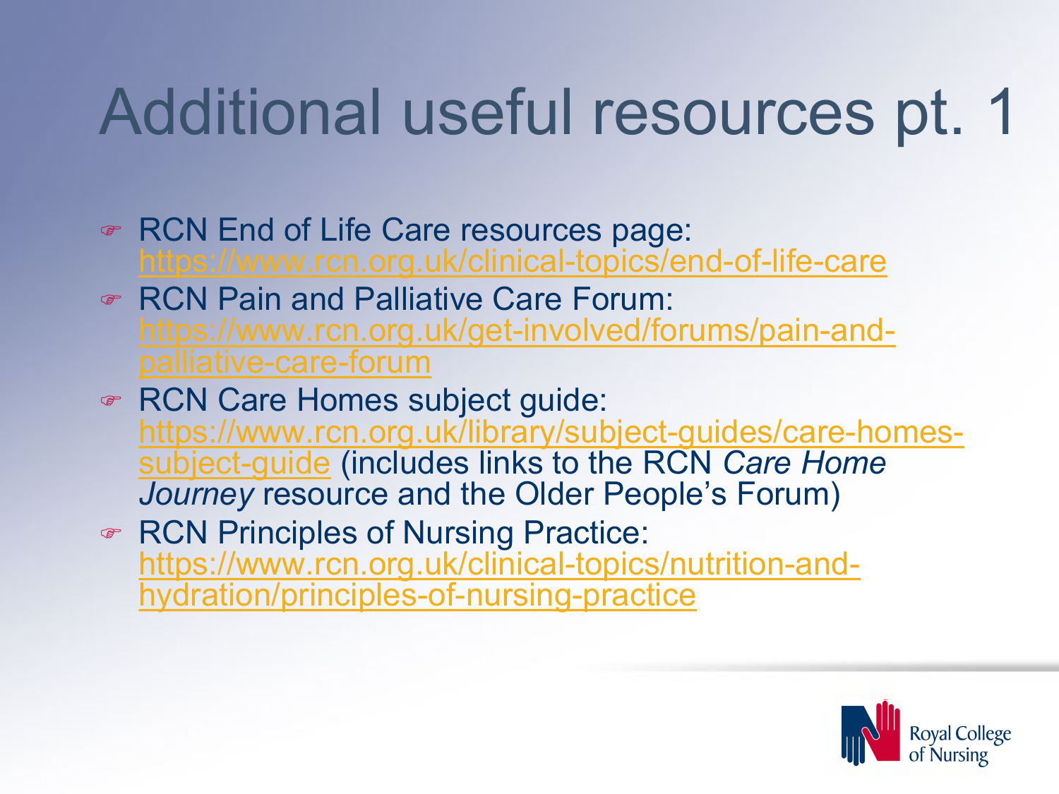# Additional useful resources pt. 1

- RCN End of Life Care resources page: https://www.rcn.org.uk/clinical-topics/end-of-life-care
- RCN Pain and Palliative Care Forum: https://www.rcn.org.uk/get-involved/forums/pain-and-palliative-care-forum
- RCN Care Homes subject guide: https://www.rcn.org.uk/library/subject-guides/care-homes-subject-guide (includes links to the RCN *Care Home Journey* resource and the Older People's Forum)
- RCN Principles of Nursing Practice: https://www.rcn.org.uk/clinical-topics/nutrition-and-hydration/principles-of-nursing-practice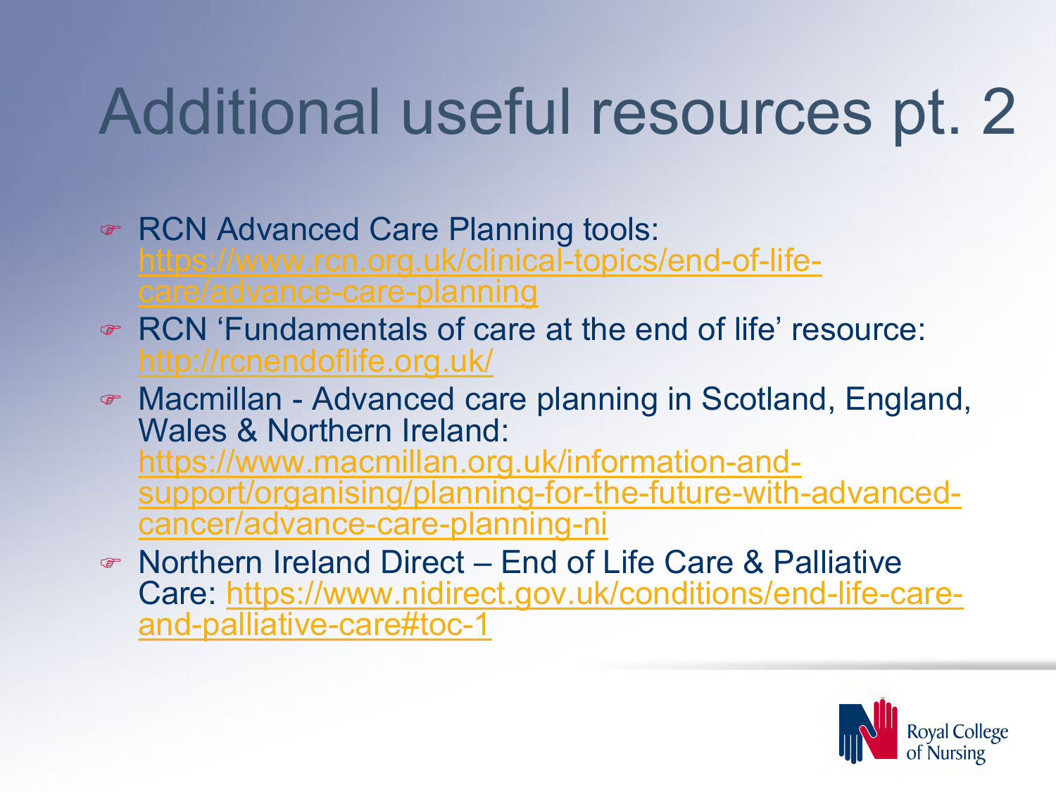# Additional useful resources pt. 2

- RCN Advanced Care Planning tools: https://www.rcn.org.uk/clinical-topics/end-of-life-care/advance-care-planning
- RCN 'Fundamentals of care at the end of life' resource: http://rcnendoflife.org.uk/
- Macmillan - Advanced care planning in Scotland, England, Wales & Northern Ireland: https://www.macmillan.org.uk/information-and-support/organising/planning-for-the-future-with-advanced-cancer/advance-care-planning-ni
- Northern Ireland Direct – End of Life Care & Palliative Care: https://www.nidirect.gov.uk/conditions/end-life-care-and-palliative-care#toc-1

Royal College of Nursing